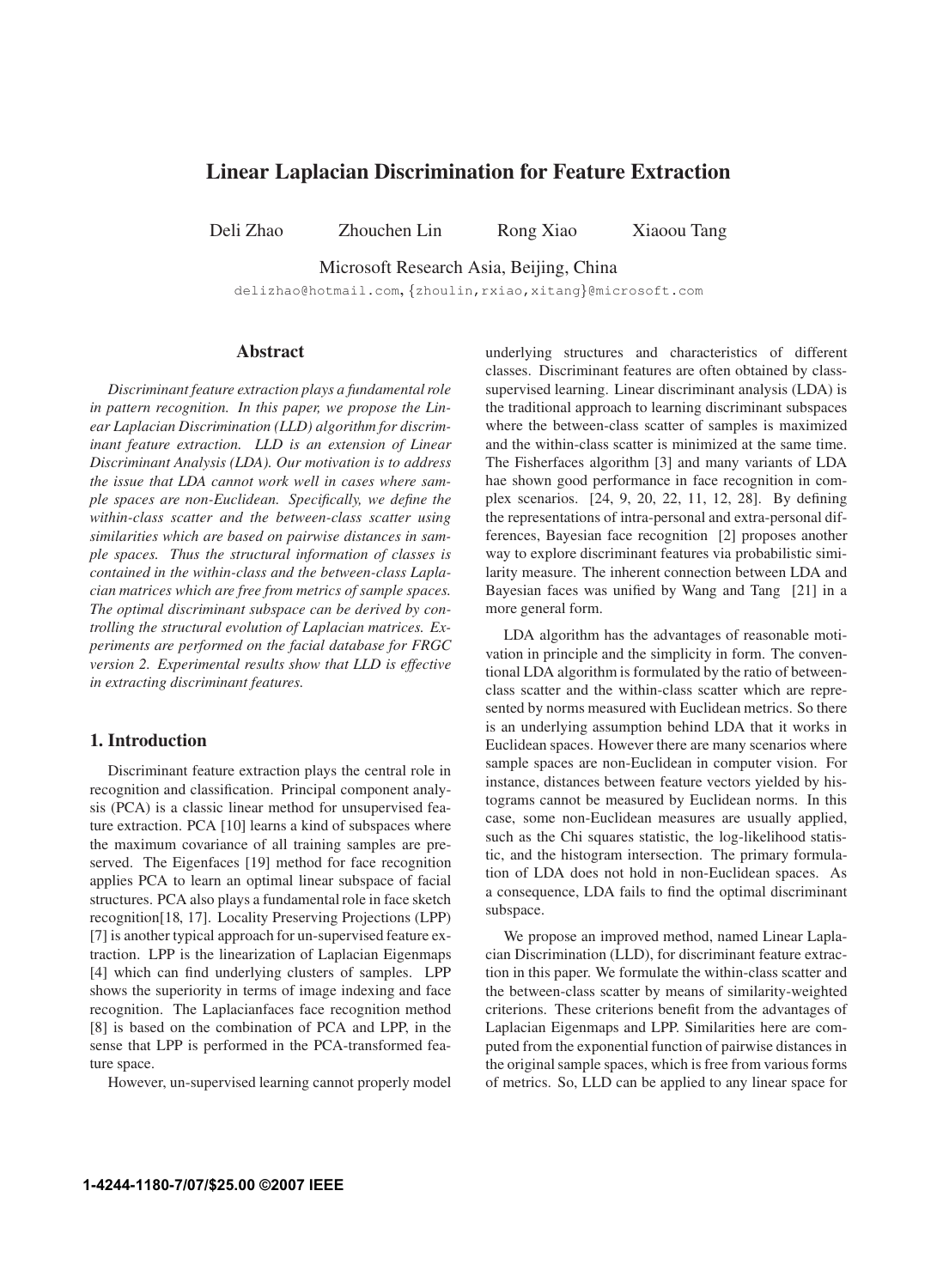# Linear Laplacian Discrimination for Feature Extraction

Deli Zhao Zhouchen Lin Rong Xiao Xiaoou Tang

Microsoft Research Asia, Beijing, China

delizhao@hotmail.com, {zhoulin,rxiao,xitang}@microsoft.com

## Abstract

*Discriminant feature extraction plays a fundamental role in pattern recognition. In this paper, we propose the Linear Laplacian Discrimination (LLD) algorithm for discriminant feature extraction. LLD is an extension of Linear Discriminant Analysis (LDA). Our motivation is to address the issue that LDA cannot work well in cases where sample spaces are non-Euclidean. Specifically, we define the within-class scatter and the between-class scatter using similarities which are based on pairwise distances in sample spaces. Thus the structural information of classes is contained in the within-class and the between-class Laplacian matrices which are free from metrics of sample spaces. The optimal discriminant subspace can be derived by controlling the structural evolution of Laplacian matrices. Experiments are performed on the facial database for FRGC version 2. Experimental results show that LLD is effective in extracting discriminant features.*

## 1. Introduction

Discriminant feature extraction plays the central role in recognition and classification. Principal component analysis (PCA) is a classic linear method for unsupervised feature extraction. PCA [10] learns a kind of subspaces where the maximum covariance of all training samples are preserved. The Eigenfaces [19] method for face recognition applies PCA to learn an optimal linear subspace of facial structures. PCA also plays a fundamental role in face sketch recognition[18, 17]. Locality Preserving Projections (LPP) [7] is another typical approach for un-supervised feature extraction. LPP is the linearization of Laplacian Eigenmaps [4] which can find underlying clusters of samples. LPP shows the superiority in terms of image indexing and face recognition. The Laplacianfaces face recognition method [8] is based on the combination of PCA and LPP, in the sense that LPP is performed in the PCA-transformed feature space.

However, un-supervised learning cannot properly model underlying structures and characteristics of different classes. Discriminant features are often obtained by class-supervised learning. Linear discriminant analysis (LDA) is the traditional approach to learning discriminant subspaces where the between-class scatter of samples is maximized and the within-class scatter is minimized at the same time. The Fisherfaces algorithm [3] and many variants of LDA hae shown good performance in face recognition in complex scenarios. [24, 9, 20, 22, 11, 12, 28]. By defining the representations of intra-personal and extra-personal differences, Bayesian face recognition [2] proposes another way to explore discriminant features via probabilistic similarity measure. The inherent connection between LDA and Bayesian faces was unified by Wang and Tang [21] in a more general form.

LDA algorithm has the advantages of reasonable motivation in principle and the simplicity in form. The conventional LDA algorithm is formulated by the ratio of between-class scatter and the within-class scatter which are represented by norms measured with Euclidean metrics. So there is an underlying assumption behind LDA that it works in Euclidean spaces. However there are many scenarios where sample spaces are non-Euclidean in computer vision. For instance, distances between feature vectors yielded by histograms cannot be measured by Euclidean norms. In this case, some non-Euclidean measures are usually applied, such as the Chi squares statistic, the log-likelihood statistic, and the histogram intersection. The primary formulation of LDA does not hold in non-Euclidean spaces. As a consequence, LDA fails to find the optimal discriminant subspace.

We propose an improved method, named Linear Laplacian Discrimination (LLD), for discriminant feature extraction in this paper. We formulate the within-class scatter and the between-class scatter by means of similarity-weighted criterions. These criterions benefit from the advantages of Laplacian Eigenmaps and LPP. Similarities here are computed from the exponential function of pairwise distances in the original sample spaces, which is free from various forms of metrics. So, LLD can be applied to any linear space for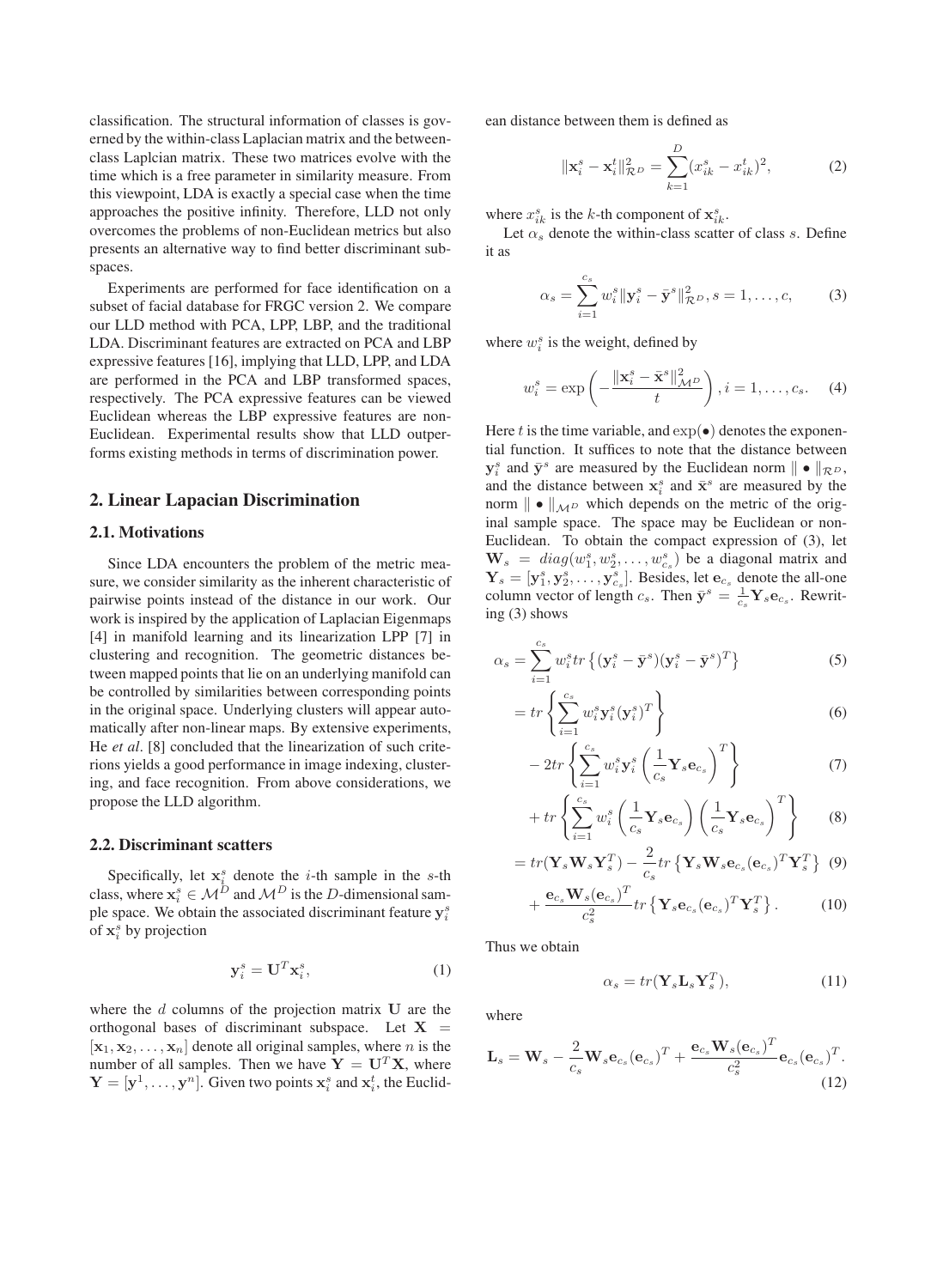classification. The structural information of classes is governed by the within-class Laplacian matrix and the between-class Laplcian matrix. These two matrices evolve with the time which is a free parameter in similarity measure. From this viewpoint, LDA is exactly a special case when the time approaches the positive infinity. Therefore, LLD not only overcomes the problems of non-Euclidean metrics but also presents an alternative way to find better discriminant subspaces.

Experiments are performed for face identification on a subset of facial database for FRGC version 2. We compare our LLD method with PCA, LPP, LBP, and the traditional LDA. Discriminant features are extracted on PCA and LBP expressive features [16], implying that LLD, LPP, and LDA are performed in the PCA and LBP transformed spaces, respectively. The PCA expressive features can be viewed Euclidean whereas the LBP expressive features are non-Euclidean. Experimental results show that LLD outperforms existing methods in terms of discrimination power.

## 2. Linear Lapacian Discrimination

### 2.1. Motivations

Since LDA encounters the problem of the metric measure, we consider similarity as the inherent characteristic of pairwise points instead of the distance in our work. Our work is inspired by the application of Laplacian Eigenmaps [4] in manifold learning and its linearization LPP [7] in clustering and recognition. The geometric distances between mapped points that lie on an underlying manifold can be controlled by similarities between corresponding points in the original space. Underlying clusters will appear automatically after non-linear maps. By extensive experiments, He *et al*. [8] concluded that the linearization of such criterions yields a good performance in image indexing, clustering, and face recognition. From above considerations, we propose the LLD algorithm.

### 2.2. Discriminant scatters

Specifically, let $\mathbf{x}_i^s$ denote the $i$-th sample in the $s$-th class, where $\mathbf{x}_i^s \in \mathcal{M}^D$ and $\mathcal{M}^D$ is the $D$-dimensional sample space. We obtain the associated discriminant feature $\mathbf{y}_i^s$ of $\mathbf{x}_i^s$ by projection

$$\mathbf{y}_i^s = \mathbf{U}^T \mathbf{x}_i^s, \tag{1}$$

where the $d$ columns of the projection matrix $\mathbf{U}$ are the orthogonal bases of discriminant subspace. Let $\mathbf{X} = [\mathbf{x}_1, \mathbf{x}_2, \ldots, \mathbf{x}_n]$ denote all original samples, where $n$ is the number of all samples. Then we have $\mathbf{Y} = \mathbf{U}^T\mathbf{X}$, where $\mathbf{Y} = [\mathbf{y}^1, \ldots, \mathbf{y}^n]$. Given two points $\mathbf{x}_i^s$ and $\mathbf{x}_i^t$, the Euclidean distance between them is defined as

$$\|\mathbf{x}_i^s - \mathbf{x}_i^t\|_{\mathcal{R}^D}^2 = \sum_{k=1}^{D} (x_{ik}^s - x_{ik}^t)^2, \tag{2}$$

where $x_{ik}^s$ is the $k$-th component of $\mathbf{x}_{ik}^s$.

Let $\alpha_s$ denote the within-class scatter of class $s$. Define it as

$$\alpha_s = \sum_{i=1}^{c_s} w_i^s \|\mathbf{y}_i^s - \bar{\mathbf{y}}^s\|_{\mathcal{R}^D}^2, s = 1, \ldots, c, \tag{3}$$

where $w_i^s$ is the weight, defined by

$$w_i^s = \exp\left(-\frac{\|\mathbf{x}_i^s - \bar{\mathbf{x}}^s\|_{\mathcal{M}^D}^2}{t}\right), i = 1, \ldots, c_s. \tag{4}$$

Here $t$ is the time variable, and $\exp(\bullet)$ denotes the exponential function. It suffices to note that the distance between $\mathbf{y}_i^s$ and $\bar{\mathbf{y}}^s$ are measured by the Euclidean norm $\| \bullet \|_{\mathcal{R}^D}$, and the distance between $\mathbf{x}_i^s$ and $\bar{\mathbf{x}}^s$ are measured by the norm $\| \bullet \|_{\mathcal{M}^D}$ which depends on the metric of the original sample space. The space may be Euclidean or non-Euclidean. To obtain the compact expression of (3), let $\mathbf{W}_s = diag(w_1^s, w_2^s, \ldots, w_{c_s}^s)$ be a diagonal matrix and $\mathbf{Y}_s = [\mathbf{y}_1^s, \mathbf{y}_2^s, \ldots, \mathbf{y}_{c_s}^s]$. Besides, let $\mathbf{e}_{c_s}$ denote the all-one column vector of length $c_s$. Then $\bar{\mathbf{y}}^s = \frac{1}{c_s}\mathbf{Y}_s\mathbf{e}_{c_s}$. Rewriting (3) shows

$$\alpha_s = \sum_{i=1}^{c_s} w_i^s tr\left\{(\mathbf{y}_i^s - \bar{\mathbf{y}}^s)(\mathbf{y}_i^s - \bar{\mathbf{y}}^s)^T\right\} \tag{5}$$

$$= tr\left\{\sum_{i=1}^{c_s} w_i^s \mathbf{y}_i^s (\mathbf{y}_i^s)^T\right\} \tag{6}$$

$$- 2tr\left\{\sum_{i=1}^{c_s} w_i^s \mathbf{y}_i^s \left(\frac{1}{c_s}\mathbf{Y}_s\mathbf{e}_{c_s}\right)^T\right\} \tag{7}$$

$$+ tr\left\{\sum_{i=1}^{c_s} w_i^s \left(\frac{1}{c_s}\mathbf{Y}_s\mathbf{e}_{c_s}\right)\left(\frac{1}{c_s}\mathbf{Y}_s\mathbf{e}_{c_s}\right)^T\right\} \tag{8}$$

$$= tr(\mathbf{Y}_s\mathbf{W}_s\mathbf{Y}_s^T) - \frac{2}{c_s} tr\left\{\mathbf{Y}_s\mathbf{W}_s\mathbf{e}_{c_s}(\mathbf{e}_{c_s})^T\mathbf{Y}_s^T\right\} \tag{9}$$

$$+ \frac{\mathbf{e}_{c_s}\mathbf{W}_s(\mathbf{e}_{c_s})^T}{c_s^2} tr\left\{\mathbf{Y}_s\mathbf{e}_{c_s}(\mathbf{e}_{c_s})^T\mathbf{Y}_s^T\right\}. \tag{10}$$

Thus we obtain

$$\alpha_s = tr(\mathbf{Y}_s\mathbf{L}_s\mathbf{Y}_s^T), \tag{11}$$

where

$$\mathbf{L}_s = \mathbf{W}_s - \frac{2}{c_s}\mathbf{W}_s\mathbf{e}_{c_s}(\mathbf{e}_{c_s})^T + \frac{\mathbf{e}_{c_s}\mathbf{W}_s(\mathbf{e}_{c_s})^T}{c_s^2}\mathbf{e}_{c_s}(\mathbf{e}_{c_s})^T. \tag{12}$$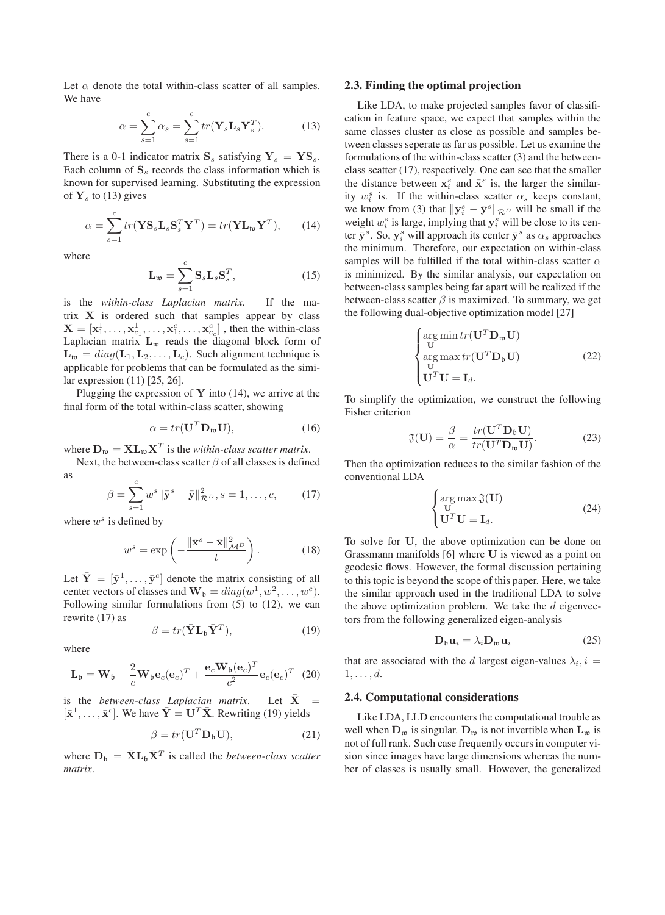Let $\alpha$ denote the total within-class scatter of all samples. We have

$$\alpha = \sum_{s=1}^{c} \alpha_s = \sum_{s=1}^{c} tr(\mathbf{Y}_s \mathbf{L}_s \mathbf{Y}_s^T). \tag{13}$$

There is a 0-1 indicator matrix $\mathbf{S}_s$ satisfying $\mathbf{Y}_s = \mathbf{Y}\mathbf{S}_s$. Each column of $\mathbf{S}_s$ records the class information which is known for supervised learning. Substituting the expression of $\mathbf{Y}_s$ to (13) gives

$$\alpha = \sum_{s=1}^{c} tr(\mathbf{Y}\mathbf{S}_s \mathbf{L}_s \mathbf{S}_s^T \mathbf{Y}^T) = tr(\mathbf{Y}\mathbf{L}_{\mathfrak{w}} \mathbf{Y}^T), \tag{14}$$

where

$$\mathbf{L}_{\mathfrak{w}} = \sum_{s=1}^{c} \mathbf{S}_s \mathbf{L}_s \mathbf{S}_s^T, \tag{15}$$

is the *within-class Laplacian matrix*. If the matrix $\mathbf{X}$ is ordered such that samples appear by class $\mathbf{X} = [\mathbf{x}_1^1, \ldots, \mathbf{x}_{c_1}^1, \ldots, \mathbf{x}_1^c, \ldots, \mathbf{x}_{c_c}^c]$ , then the within-class Laplacian matrix $\mathbf{L}_{\mathfrak{w}}$ reads the diagonal block form of $\mathbf{L}_{\mathfrak{w}} = diag(\mathbf{L}_1, \mathbf{L}_2, \ldots, \mathbf{L}_c)$. Such alignment technique is applicable for problems that can be formulated as the similar expression (11) [25, 26].

Plugging the expression of $\mathbf{Y}$ into (14), we arrive at the final form of the total within-class scatter, showing

$$\alpha = tr(\mathbf{U}^T \mathbf{D}_{\mathfrak{w}} \mathbf{U}), \tag{16}$$

where $\mathbf{D}_{\mathfrak{w}} = \mathbf{X}\mathbf{L}_{\mathfrak{w}}\mathbf{X}^T$ is the *within-class scatter matrix*.

Next, the between-class scatter $\beta$ of all classes is defined as

$$\beta = \sum_{s=1}^{c} w^s \|\bar{\mathbf{y}}^s - \bar{\mathbf{y}}\|_{\mathcal{R}^D}^2, s = 1, \ldots, c, \tag{17}$$

where $w^s$ is defined by

$$w^s = \exp\left(-\frac{\|\bar{\mathbf{x}}^s - \bar{\mathbf{x}}\|_{\mathcal{M}^D}^2}{t}\right). \tag{18}$$

Let $\bar{\mathbf{Y}} = [\bar{\mathbf{y}}^1, \ldots, \bar{\mathbf{y}}^c]$ denote the matrix consisting of all center vectors of classes and $\mathbf{W}_{\mathfrak{b}} = diag(w^1, w^2, \ldots, w^c)$. Following similar formulations from (5) to (12), we can rewrite (17) as

$$\beta = tr(\bar{\mathbf{Y}}\mathbf{L}_{\mathfrak{b}}\bar{\mathbf{Y}}^T), \tag{19}$$

where

$$\mathbf{L}_{\mathfrak{b}} = \mathbf{W}_{\mathfrak{b}} - \frac{2}{c}\mathbf{W}_{\mathfrak{b}}\mathbf{e}_c(\mathbf{e}_c)^T + \frac{\mathbf{e}_c\mathbf{W}_{\mathfrak{b}}(\mathbf{e}_c)^T}{c^2}\mathbf{e}_c(\mathbf{e}_c)^T \tag{20}$$

is the *between-class Laplacian matrix*. Let $\bar{\mathbf{X}} = [\bar{\mathbf{x}}^1, \ldots, \bar{\mathbf{x}}^c]$. We have $\bar{\mathbf{Y}} = \mathbf{U}^T\bar{\mathbf{X}}$. Rewriting (19) yields

$$\beta = tr(\mathbf{U}^T \mathbf{D}_{\mathfrak{b}} \mathbf{U}), \tag{21}$$

where $\mathbf{D}_{\mathfrak{b}} = \bar{\mathbf{X}}\mathbf{L}_{\mathfrak{b}}\bar{\mathbf{X}}^T$ is called the *between-class scatter matrix*.

### 2.3. Finding the optimal projection

Like LDA, to make projected samples favor of classification in feature space, we expect that samples within the same classes cluster as close as possible and samples between classes seperate as far as possible. Let us examine the formulations of the within-class scatter (3) and the between-class scatter (17), respectively. One can see that the smaller the distance between $\mathbf{x}_i^s$ and $\bar{\mathbf{x}}^s$ is, the larger the similarity $w_i^s$ is. If the within-class scatter $\alpha_s$ keeps constant, we know from (3) that $\|\mathbf{y}_i^s - \bar{\mathbf{y}}^s\|_{\mathcal{R}^D}$ will be small if the weight $w_i^s$ is large, implying that $\mathbf{y}_i^s$ will be close to its center $\bar{\mathbf{y}}^s$. So, $\mathbf{y}_i^s$ will approach its center $\bar{\mathbf{y}}^s$ as $\alpha_s$ approaches the minimum. Therefore, our expectation on within-class samples will be fulfilled if the total within-class scatter $\alpha$ is minimized. By the similar analysis, our expectation on between-class samples being far apart will be realized if the between-class scatter $\beta$ is maximized. To summary, we get the following dual-objective optimization model [27]

$$\begin{cases} \arg\min_{\mathbf{U}} tr(\mathbf{U}^T \mathbf{D}_{\mathfrak{w}} \mathbf{U}) \\ \arg\max_{\mathbf{U}} tr(\mathbf{U}^T \mathbf{D}_{\mathfrak{b}} \mathbf{U}) \\ \mathbf{U}^T\mathbf{U} = \mathbf{I}_d. \end{cases} \tag{22}$$

To simplify the optimization, we construct the following Fisher criterion

$$\mathfrak{J}(\mathbf{U}) = \frac{\beta}{\alpha} = \frac{tr(\mathbf{U}^T \mathbf{D}_{\mathfrak{b}} \mathbf{U})}{tr(\mathbf{U}^T \mathbf{D}_{\mathfrak{w}} \mathbf{U})}. \tag{23}$$

Then the optimization reduces to the similar fashion of the conventional LDA

$$\begin{cases} \arg\max_{\mathbf{U}} \mathfrak{J}(\mathbf{U}) \\ \mathbf{U}^T\mathbf{U} = \mathbf{I}_d. \end{cases} \tag{24}$$

To solve for $\mathbf{U}$, the above optimization can be done on Grassmann manifolds [6] where $\mathbf{U}$ is viewed as a point on geodesic flows. However, the formal discussion pertaining to this topic is beyond the scope of this paper. Here, we take the similar approach used in the traditional LDA to solve the above optimization problem. We take the $d$ eigenvectors from the following generalized eigen-analysis

$$\mathbf{D}_{\mathfrak{b}}\mathbf{u}_i = \lambda_i \mathbf{D}_{\mathfrak{w}}\mathbf{u}_i \tag{25}$$

that are associated with the $d$ largest eigen-values $\lambda_i, i = 1, \ldots, d$.

### 2.4. Computational considerations

Like LDA, LLD encounters the computational trouble as well when $\mathbf{D}_{\mathfrak{w}}$ is singular. $\mathbf{D}_{\mathfrak{w}}$ is not invertible when $\mathbf{L}_{\mathfrak{w}}$ is not of full rank. Such case frequently occurs in computer vision since images have large dimensions whereas the number of classes is usually small. However, the generalized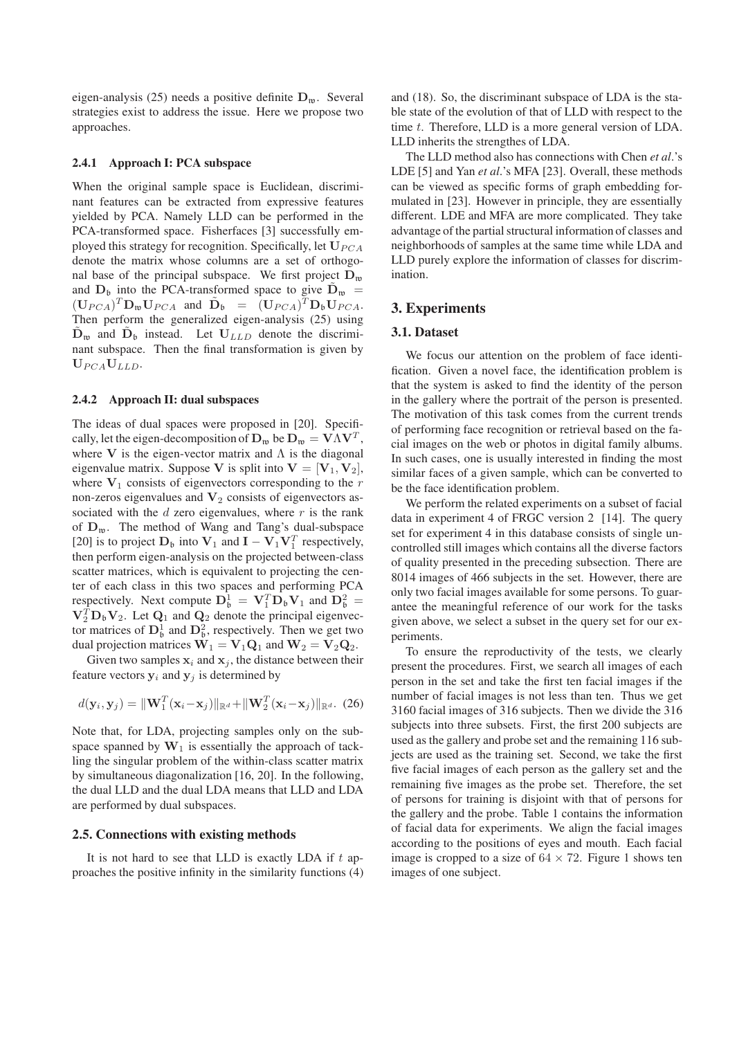eigen-analysis (25) needs a positive definite $\mathbf{D}_{\mathfrak{w}}$. Several strategies exist to address the issue. Here we propose two approaches.

#### 2.4.1 Approach I: PCA subspace

When the original sample space is Euclidean, discriminant features can be extracted from expressive features yielded by PCA. Namely LLD can be performed in the PCA-transformed space. Fisherfaces [3] successfully employed this strategy for recognition. Specifically, let $\mathbf{U}_{PCA}$ denote the matrix whose columns are a set of orthogonal base of the principal subspace. We first project $\mathbf{D}_{\mathfrak{w}}$ and $\mathbf{D}_{\mathfrak{b}}$ into the PCA-transformed space to give $\tilde{\mathbf{D}}_{\mathfrak{w}} = (\mathbf{U}_{PCA})^T\mathbf{D}_{\mathfrak{w}}\mathbf{U}_{PCA}$ and $\tilde{\mathbf{D}}_{\mathfrak{b}} = (\mathbf{U}_{PCA})^T\mathbf{D}_{\mathfrak{b}}\mathbf{U}_{PCA}$. Then perform the generalized eigen-analysis (25) using $\tilde{\mathbf{D}}_{\mathfrak{w}}$ and $\tilde{\mathbf{D}}_{\mathfrak{b}}$ instead. Let $\mathbf{U}_{LLD}$ denote the discriminant subspace. Then the final transformation is given by $\mathbf{U}_{PCA}\mathbf{U}_{LLD}$.

#### 2.4.2 Approach II: dual subspaces

The ideas of dual spaces were proposed in [20]. Specifically, let the eigen-decomposition of $\mathbf{D}_{\mathfrak{w}}$ be $\mathbf{D}_{\mathfrak{w}} = \mathbf{V}\Lambda\mathbf{V}^T$, where $\mathbf{V}$ is the eigen-vector matrix and $\Lambda$ is the diagonal eigenvalue matrix. Suppose $\mathbf{V}$ is split into $\mathbf{V} = [\mathbf{V}_1, \mathbf{V}_2]$, where $\mathbf{V}_1$ consists of eigenvectors corresponding to the $r$ non-zeros eigenvalues and $\mathbf{V}_2$ consists of eigenvectors associated with the $d$ zero eigenvalues, where $r$ is the rank of $\mathbf{D}_{\mathfrak{w}}$. The method of Wang and Tang's dual-subspace [20] is to project $\mathbf{D}_{\mathfrak{b}}$ into $\mathbf{V}_1$ and $\mathbf{I} - \mathbf{V}_1\mathbf{V}_1^T$ respectively, then perform eigen-analysis on the projected between-class scatter matrices, which is equivalent to projecting the center of each class in this two spaces and performing PCA respectively. Next compute $\mathbf{D}_{\mathfrak{b}}^1 = \mathbf{V}_1^T\mathbf{D}_{\mathfrak{b}}\mathbf{V}_1$ and $\mathbf{D}_{\mathfrak{b}}^2 = \mathbf{V}_2^T\mathbf{D}_{\mathfrak{b}}\mathbf{V}_2$. Let $\mathbf{Q}_1$ and $\mathbf{Q}_2$ denote the principal eigenvector matrices of $\mathbf{D}_{\mathfrak{b}}^1$ and $\mathbf{D}_{\mathfrak{b}}^2$, respectively. Then we get two dual projection matrices $\mathbf{W}_1 = \mathbf{V}_1\mathbf{Q}_1$ and $\mathbf{W}_2 = \mathbf{V}_2\mathbf{Q}_2$.

Given two samples $\mathbf{x}_i$ and $\mathbf{x}_j$, the distance between their feature vectors $\mathbf{y}_i$ and $\mathbf{y}_j$ is determined by

$$d(\mathbf{y}_i, \mathbf{y}_j) = \|\mathbf{W}_1^T(\mathbf{x}_i - \mathbf{x}_j)\|_{\mathbb{R}^d} + \|\mathbf{W}_2^T(\mathbf{x}_i - \mathbf{x}_j)\|_{\mathbb{R}^d}. \quad (26)$$

Note that, for LDA, projecting samples only on the subspace spanned by $\mathbf{W}_1$ is essentially the approach of tackling the singular problem of the within-class scatter matrix by simultaneous diagonalization [16, 20]. In the following, the dual LLD and the dual LDA means that LLD and LDA are performed by dual subspaces.

### 2.5. Connections with existing methods

It is not hard to see that LLD is exactly LDA if $t$ approaches the positive infinity in the similarity functions (4) and (18). So, the discriminant subspace of LDA is the stable state of the evolution of that of LLD with respect to the time $t$. Therefore, LLD is a more general version of LDA. LLD inherits the strengthes of LDA.

The LLD method also has connections with Chen *et al*.'s LDE [5] and Yan *et al*.'s MFA [23]. Overall, these methods can be viewed as specific forms of graph embedding formulated in [23]. However in principle, they are essentially different. LDE and MFA are more complicated. They take advantage of the partial structural information of classes and neighborhoods of samples at the same time while LDA and LLD purely explore the information of classes for discrimination.

## 3. Experiments

### 3.1. Dataset

We focus our attention on the problem of face identification. Given a novel face, the identification problem is that the system is asked to find the identity of the person in the gallery where the portrait of the person is presented. The motivation of this task comes from the current trends of performing face recognition or retrieval based on the facial images on the web or photos in digital family albums. In such cases, one is usually interested in finding the most similar faces of a given sample, which can be converted to be the face identification problem.

We perform the related experiments on a subset of facial data in experiment 4 of FRGC version 2 [14]. The query set for experiment 4 in this database consists of single uncontrolled still images which contains all the diverse factors of quality presented in the preceding subsection. There are 8014 images of 466 subjects in the set. However, there are only two facial images available for some persons. To guarantee the meaningful reference of our work for the tasks given above, we select a subset in the query set for our experiments.

To ensure the reproductivity of the tests, we clearly present the procedures. First, we search all images of each person in the set and take the first ten facial images if the number of facial images is not less than ten. Thus we get 3160 facial images of 316 subjects. Then we divide the 316 subjects into three subsets. First, the first 200 subjects are used as the gallery and probe set and the remaining 116 subjects are used as the training set. Second, we take the first five facial images of each person as the gallery set and the remaining five images as the probe set. Therefore, the set of persons for training is disjoint with that of persons for the gallery and the probe. Table 1 contains the information of facial data for experiments. We align the facial images according to the positions of eyes and mouth. Each facial image is cropped to a size of $64 \times 72$. Figure 1 shows ten images of one subject.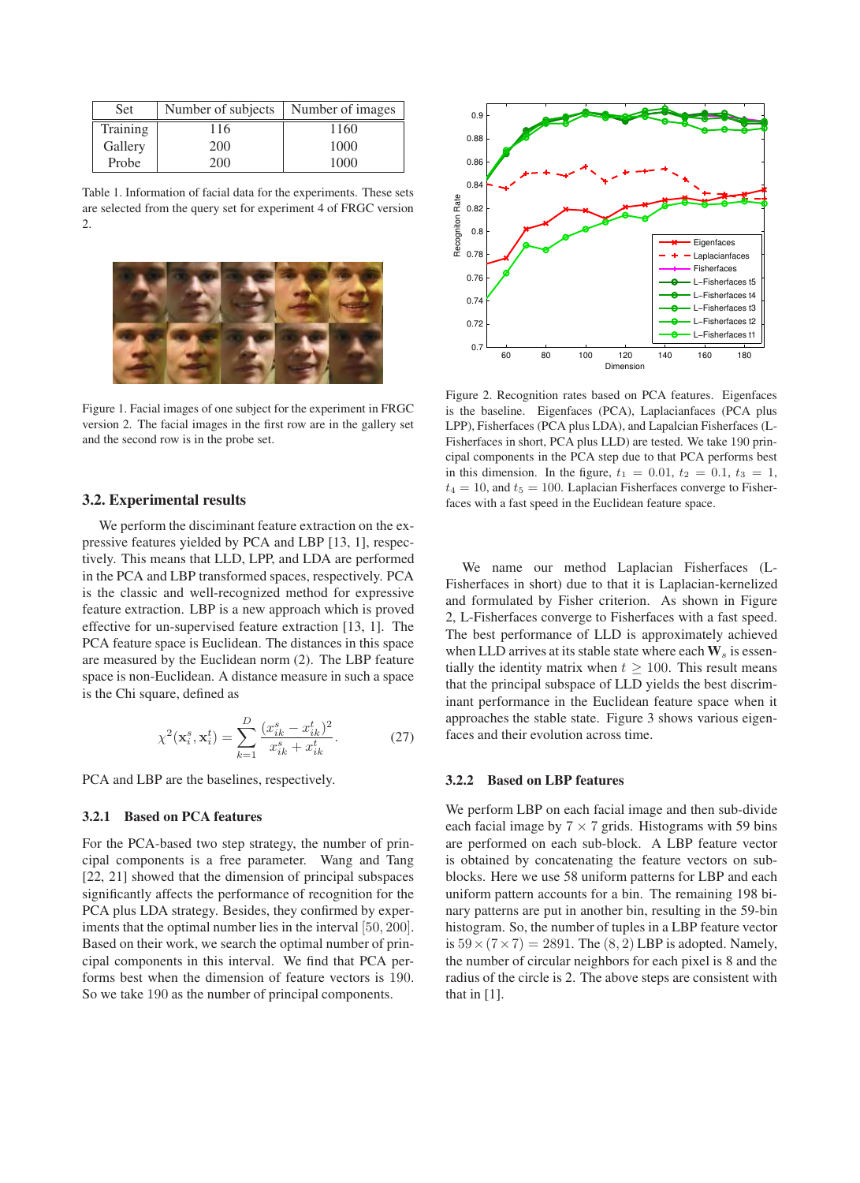| Set | Number of subjects | Number of images |
|---|---|---|
| Training | 116 | 1160 |
| Gallery | 200 | 1000 |
| Probe | 200 | 1000 |

Table 1. Information of facial data for the experiments. These sets are selected from the query set for experiment 4 of FRGC version 2.

Figure 1. Facial images of one subject for the experiment in FRGC version 2. The facial images in the first row are in the gallery set and the second row is in the probe set.

### 3.2. Experimental results

We perform the discriminant feature extraction on the expressive features yielded by PCA and LBP [13, 1], respectively. This means that LLD, LPP, and LDA are performed in the PCA and LBP transformed spaces, respectively. PCA is the classic and well-recognized method for expressive feature extraction. LBP is a new approach which is proved effective for un-supervised feature extraction [13, 1]. The PCA feature space is Euclidean. The distances in this space are measured by the Euclidean norm (2). The LBP feature space is non-Euclidean. A distance measure in such a space is the Chi square, defined as

$$\chi^2(\mathbf{x}_i^s, \mathbf{x}_i^t) = \sum_{k=1}^{D} \frac{(x_{ik}^s - x_{ik}^t)^2}{x_{ik}^s + x_{ik}^t}. \tag{27}$$

PCA and LBP are the baselines, respectively.

#### 3.2.1 Based on PCA features

For the PCA-based two step strategy, the number of principal components is a free parameter. Wang and Tang [22, 21] showed that the dimension of principal subspaces significantly affects the performance of recognition for the PCA plus LDA strategy. Besides, they confirmed by experiments that the optimal number lies in the interval $[50, 200]$. Based on their work, we search the optimal number of principal components in this interval. We find that PCA performs best when the dimension of feature vectors is $190$. So we take $190$ as the number of principal components.

Figure 2. Recognition rates based on PCA features. Eigenfaces is the baseline. Eigenfaces (PCA), Laplacianfaces (PCA plus LPP), Fisherfaces (PCA plus LDA), and Lapalcian Fisherfaces (L-Fisherfaces in short, PCA plus LLD) are tested. We take $190$ principal components in the PCA step due to that PCA performs best in this dimension. In the figure, $t_1 = 0.01$, $t_2 = 0.1$, $t_3 = 1$, $t_4 = 10$, and $t_5 = 100$. Laplacian Fisherfaces converge to Fisherfaces with a fast speed in the Euclidean feature space.

We name our method Laplacian Fisherfaces (L-Fisherfaces in short) due to that it is Laplacian-kernelized and formulated by Fisher criterion. As shown in Figure 2, L-Fisherfaces converge to Fisherfaces with a fast speed. The best performance of LLD is approximately achieved when LLD arrives at its stable state where each $\mathbf{W}_s$ is essentially the identity matrix when $t \geq 100$. This result means that the principal subspace of LLD yields the best discriminant performance in the Euclidean feature space when it approaches the stable state. Figure 3 shows various eigenfaces and their evolution across time.

#### 3.2.2 Based on LBP features

We perform LBP on each facial image and then sub-divide each facial image by $7 \times 7$ grids. Histograms with 59 bins are performed on each sub-block. A LBP feature vector is obtained by concatenating the feature vectors on sub-blocks. Here we use 58 uniform patterns for LBP and each uniform pattern accounts for a bin. The remaining 198 binary patterns are put in another bin, resulting in the 59-bin histogram. So, the number of tuples in a LBP feature vector is $59 \times (7 \times 7) = 2891$. The $(8, 2)$ LBP is adopted. Namely, the number of circular neighbors for each pixel is 8 and the radius of the circle is 2. The above steps are consistent with that in [1].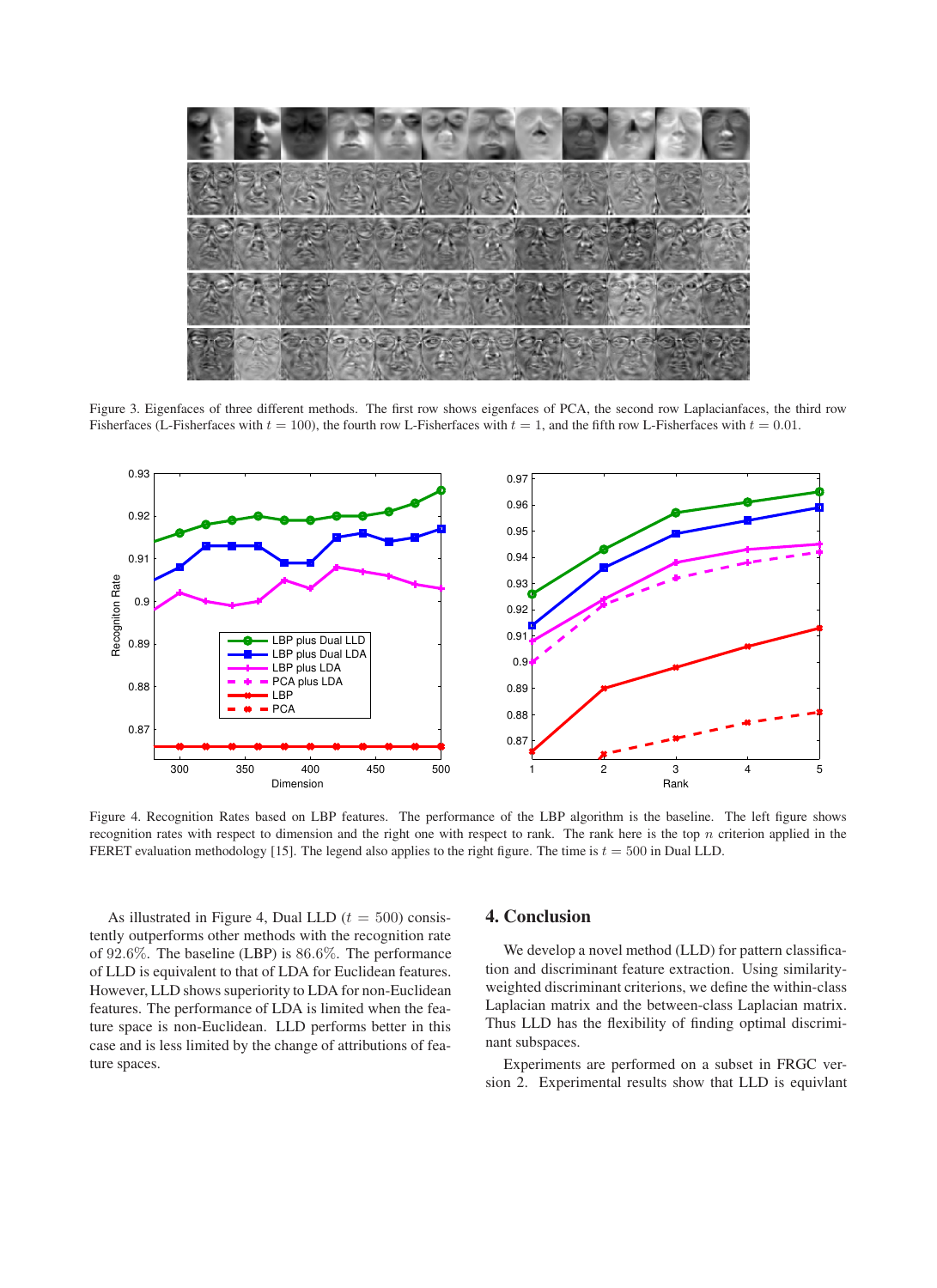Figure 3. Eigenfaces of three different methods. The first row shows eigenfaces of PCA, the second row Laplacianfaces, the third row Fisherfaces (L-Fisherfaces with $t = 100$), the fourth row L-Fisherfaces with $t = 1$, and the fifth row L-Fisherfaces with $t = 0.01$.

Figure 4. Recognition Rates based on LBP features. The performance of the LBP algorithm is the baseline. The left figure shows recognition rates with respect to dimension and the right one with respect to rank. The rank here is the top $n$ criterion applied in the FERET evaluation methodology [15]. The legend also applies to the right figure. The time is $t = 500$ in Dual LLD.

As illustrated in Figure 4, Dual LLD ($t = 500$) consistently outperforms other methods with the recognition rate of 92.6%. The baseline (LBP) is 86.6%. The performance of LLD is equivalent to that of LDA for Euclidean features. However, LLD shows superiority to LDA for non-Euclidean features. The performance of LDA is limited when the feature space is non-Euclidean. LLD performs better in this case and is less limited by the change of attributions of feature spaces.

## 4. Conclusion

We develop a novel method (LLD) for pattern classification and discriminant feature extraction. Using similarity-weighted discriminant criterions, we define the within-class Laplacian matrix and the between-class Laplacian matrix. Thus LLD has the flexibility of finding optimal discriminant subspaces.

Experiments are performed on a subset in FRGC version 2. Experimental results show that LLD is equivlant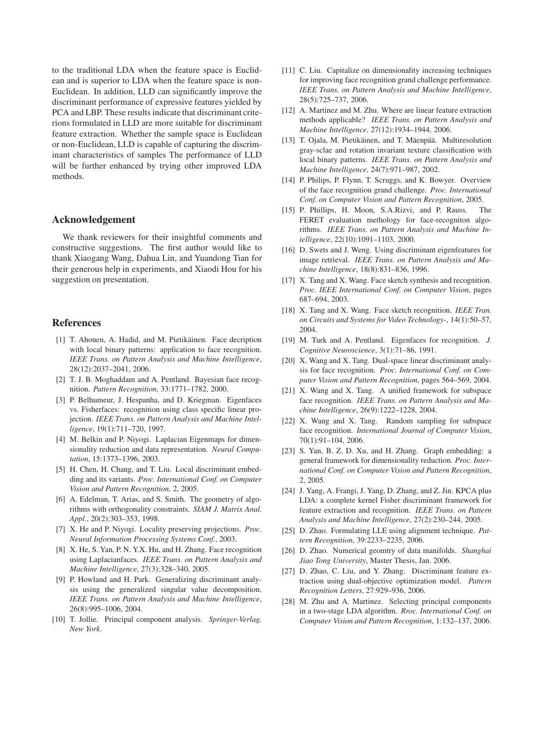to the traditional LDA when the feature space is Euclidean and is superior to LDA when the feature space is non-Euclidean. In addition, LLD can significantly improve the discriminant performance of expressive features yielded by PCA and LBP. These results indicate that discriminant criterions formulated in LLD are more suitable for discriminant feature extraction. Whether the sample space is Euclidean or non-Euclidean, LLD is capable of capturing the discriminant characteristics of samples The performance of LLD will be further enhanced by trying other improved LDA methods.

## Acknowledgement

We thank reviewers for their insightful comments and constructive suggestions. The first author would like to thank Xiaogang Wang, Dahua Lin, and Yuandong Tian for their generous help in experiments, and Xiaodi Hou for his suggestion on presentation.

## References

[1] T. Ahonen, A. Hadid, and M. Pietikäinen. Face decription with local binary patterns: application to face recognition. *IEEE Trans. on Pattern Analysis and Machine Intelligence*, 28(12):2037–2041, 2006.

[2] T. J. B. Moghaddam and A. Pentland. Bayesian face recognition. *Pattern Recognition*, 33:1771–1782, 2000.

[3] P. Belhumeur, J. Hespanha, and D. Kriegman. Eigenfaces vs. Fisherfaces: recognition using class specific linear projection. *IEEE Trans. on Pattern Analysis and Machine Intelligence*, 19(1):711–720, 1997.

[4] M. Belkin and P. Niyogi. Laplacian Eigenmaps for dimensionality reduction and data representation. *Neural Computation*, 15:1373–1396, 2003.

[5] H. Chen, H. Chang, and T. Liu. Local discriminant embedding and its variants. *Proc. International Conf. on Computer Vision and Pattern Recognition*, 2, 2005.

[6] A. Edelman, T. Arias, and S. Smith. The geometry of algorithms with orthogonality constraints. *SIAM J. Matrix Anal. Appl.*, 20(2):303–353, 1998.

[7] X. He and P. Niyogi. Locality preserving projections. *Proc. Neural Information Processing Systems Conf.*, 2003.

[8] X. He, S. Yan, P. N. Y.X. Hu, and H. Zhang. Face recognition using Laplacianfaces. *IEEE Trans. on Pattern Analysis and Machine Intelligence*, 27(3):328–340, 2005.

[9] P. Howland and H. Park. Generalizing discriminant analysis using the generalized singular value decomposition. *IEEE Trans. on Pattern Analysis and Machine Intelligence*, 26(8):995–1006, 2004.

[10] T. Jollie. Principal component analysis. *Springer-Verlag, New York*.

[11] C. Liu. Capitalize on dimensionality increasing techniques for improving face recognition grand challenge performance. *IEEE Trans. on Pattern Analysis and Machine Intelligence*, 28(5):725–737, 2006.

[12] A. Martinez and M. Zhu. Where are linear feature extraction methods applicable? *IEEE Trans. on Pattern Analysis and Machine Intelligence*, 27(12):1934–1944, 2006.

[13] T. Ojala, M. Pietikäinen, and T. Mäenpää. Multiresolution gray-sclae and rotation invariant texture classification with local binary patterns. *IEEE Trans. on Pattern Analysis and Machine Intelligence*, 24(7):971–987, 2002.

[14] P. Philips, P. Flynn, T. Scruggs, and K. Bowyer. Overview of the face recognition grand challenge. *Proc. International Conf. on Computer Vision and Pattern Recognition*, 2005.

[15] P. Phillips, H. Moon, S.A.Rizvi, and P. Rauss. The FERET evaluation methology for face-recogniton algorithms. *IEEE Trans. on Pattern Analysis and Machine Intelligence*, 22(10):1091–1103, 2000.

[16] D. Swets and J. Weng. Using discriminant eigenfeatures for image retrieval. *IEEE Trans. on Pattern Analysis and Machine Intelligence*, 18(8):831–836, 1996.

[17] X. Tang and X. Wang. Face sketch synthesis and recognition. *Proc. IEEE International Conf. on Computer Vision*, pages 687–694, 2003.

[18] X. Tang and X. Wang. Face sketch recognition. *IEEE Tran. on Circuits and Systems for Video Technology-*, 14(1):50–57, 2004.

[19] M. Turk and A. Pentland. Eigenfaces for recognition. *J. Cognitive Neuroscience*, 3(1):71–86, 1991.

[20] X. Wang and X. Tang. Dual-space linear discriminant analysis for face recognition. *Proc. International Conf. on Computer Vision and Pattern Recognition*, pages 564–569, 2004.

[21] X. Wang and X. Tang. A unified framework for subspace face recognition. *IEEE Trans. on Pattern Analysis and Machine Intelligence*, 26(9):1222–1228, 2004.

[22] X. Wang and X. Tang. Random sampling for subspace face recognition. *International Journal of Computer Vision*, 70(1):91–104, 2006.

[23] S. Yan, B. Z. D. Xu, and H. Zhang. Graph embedding: a general framework for dimensionality reduction. *Proc. International Conf. on Computer Vision and Pattern Recognition*, 2, 2005.

[24] J. Yang, A. Frangi, J. Yang, D. Zhang, and Z. Jin. KPCA plus LDA: a complete kernel Fisher discriminant framework for feature extraction and recognition. *IEEE Trans. on Pattern Analysis and Machine Intelligence*, 27(2):230–244, 2005.

[25] D. Zhao. Formulating LLE using alignment technique. *Pattern Recognition*, 39:2233–2235, 2006.

[26] D. Zhao. Numerical geomtry of data manifolds. *Shanghai Jiao Tong University*, Master Thesis, Jan. 2006.

[27] D. Zhao, C. Liu, and Y. Zhang. Discriminant feature extraction using dual-objective optimization model. *Pattern Recognition Letters*, 27:929–936, 2006.

[28] M. Zhu and A. Martinez. Selecting principal components in a two-stage LDA algorithm. *Rroc. International Conf. on Computer Vision and Pattern Recognition*, 1:132–137, 2006.